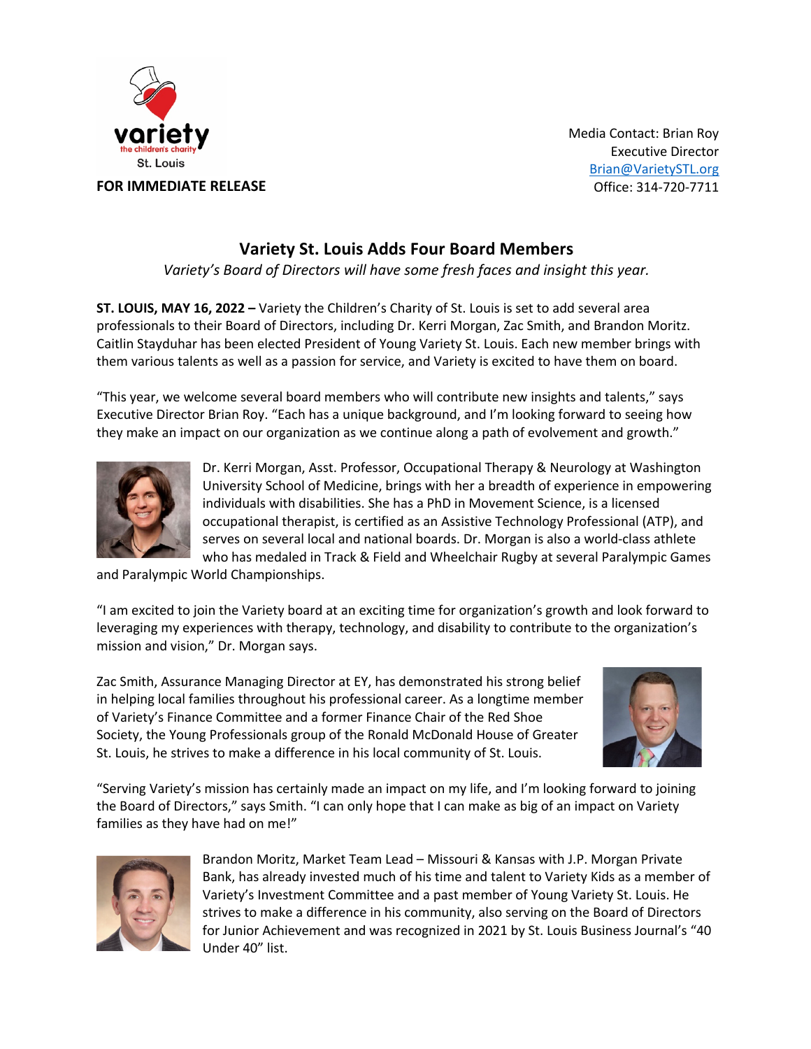variety
the children's charity
St. Louis

**FOR IMMEDIATE RELEASE**

Media Contact: Brian Roy
Executive Director
Brian@VarietySTL.org
Office: 314-720-7711

## Variety St. Louis Adds Four Board Members

*Variety's Board of Directors will have some fresh faces and insight this year.*

**ST. LOUIS, MAY 16, 2022 –** Variety the Children's Charity of St. Louis is set to add several area professionals to their Board of Directors, including Dr. Kerri Morgan, Zac Smith, and Brandon Moritz. Caitlin Stayduhar has been elected President of Young Variety St. Louis. Each new member brings with them various talents as well as a passion for service, and Variety is excited to have them on board.

"This year, we welcome several board members who will contribute new insights and talents," says Executive Director Brian Roy. "Each has a unique background, and I'm looking forward to seeing how they make an impact on our organization as we continue along a path of evolvement and growth."

Dr. Kerri Morgan, Asst. Professor, Occupational Therapy & Neurology at Washington University School of Medicine, brings with her a breadth of experience in empowering individuals with disabilities. She has a PhD in Movement Science, is a licensed occupational therapist, is certified as an Assistive Technology Professional (ATP), and serves on several local and national boards. Dr. Morgan is also a world-class athlete who has medaled in Track & Field and Wheelchair Rugby at several Paralympic Games and Paralympic World Championships.

"I am excited to join the Variety board at an exciting time for organization's growth and look forward to leveraging my experiences with therapy, technology, and disability to contribute to the organization's mission and vision," Dr. Morgan says.

Zac Smith, Assurance Managing Director at EY, has demonstrated his strong belief in helping local families throughout his professional career. As a longtime member of Variety's Finance Committee and a former Finance Chair of the Red Shoe Society, the Young Professionals group of the Ronald McDonald House of Greater St. Louis, he strives to make a difference in his local community of St. Louis.

"Serving Variety's mission has certainly made an impact on my life, and I'm looking forward to joining the Board of Directors," says Smith. "I can only hope that I can make as big of an impact on Variety families as they have had on me!"

Brandon Moritz, Market Team Lead – Missouri & Kansas with J.P. Morgan Private Bank, has already invested much of his time and talent to Variety Kids as a member of Variety's Investment Committee and a past member of Young Variety St. Louis. He strives to make a difference in his community, also serving on the Board of Directors for Junior Achievement and was recognized in 2021 by St. Louis Business Journal's "40 Under 40" list.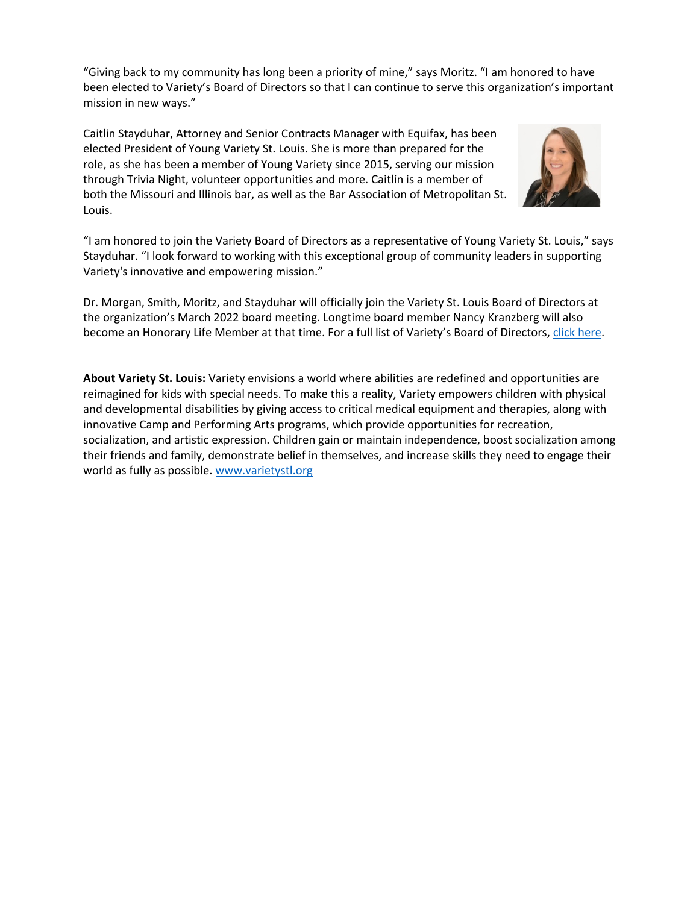"Giving back to my community has long been a priority of mine," says Moritz. "I am honored to have been elected to Variety's Board of Directors so that I can continue to serve this organization's important mission in new ways."

Caitlin Stayduhar, Attorney and Senior Contracts Manager with Equifax, has been elected President of Young Variety St. Louis. She is more than prepared for the role, as she has been a member of Young Variety since 2015, serving our mission through Trivia Night, volunteer opportunities and more. Caitlin is a member of both the Missouri and Illinois bar, as well as the Bar Association of Metropolitan St. Louis.

"I am honored to join the Variety Board of Directors as a representative of Young Variety St. Louis," says Stayduhar. "I look forward to working with this exceptional group of community leaders in supporting Variety's innovative and empowering mission."

Dr. Morgan, Smith, Moritz, and Stayduhar will officially join the Variety St. Louis Board of Directors at the organization's March 2022 board meeting. Longtime board member Nancy Kranzberg will also become an Honorary Life Member at that time. For a full list of Variety's Board of Directors, click here.

**About Variety St. Louis:** Variety envisions a world where abilities are redefined and opportunities are reimagined for kids with special needs. To make this a reality, Variety empowers children with physical and developmental disabilities by giving access to critical medical equipment and therapies, along with innovative Camp and Performing Arts programs, which provide opportunities for recreation, socialization, and artistic expression. Children gain or maintain independence, boost socialization among their friends and family, demonstrate belief in themselves, and increase skills they need to engage their world as fully as possible. www.varietystl.org